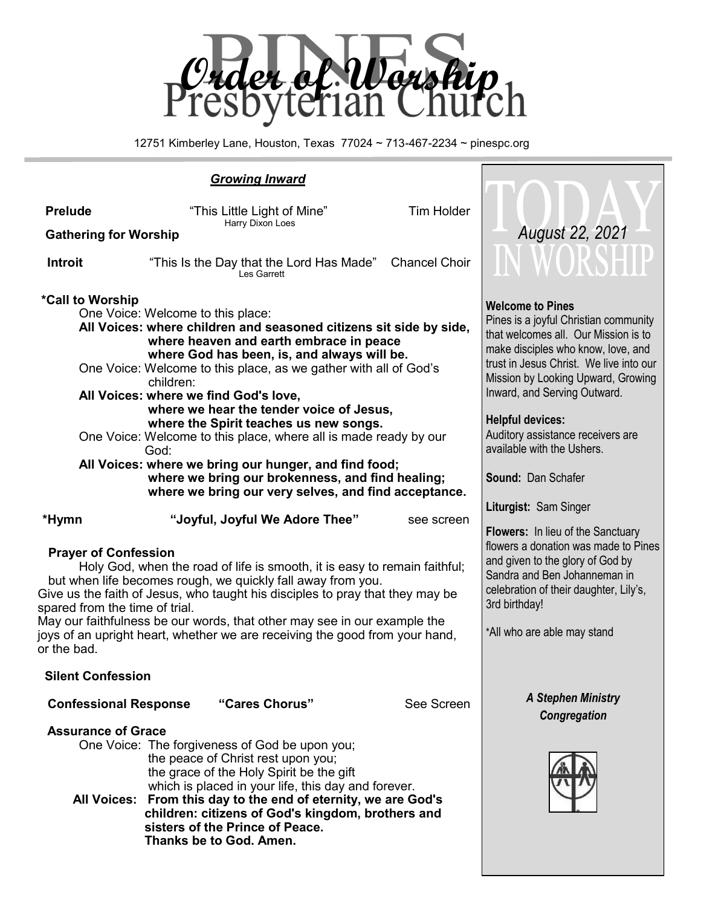# Order of Worship

# Pines Presbyterian Church

12751 Kimberley Lane, Houston, Texas 77024 ~ 713-467-2234 ~ pinespc.org

***Growing Inward***

**Prelude** "This Little Light of Mine" Tim Holder
Harry Dixon Loes

**Gathering for Worship**

**Introit** "This Is the Day that the Lord Has Made" Chancel Choir
Les Garrett

**\*Call to Worship**

One Voice: Welcome to this place:

**All Voices: where children and seasoned citizens sit side by side, where heaven and earth embrace in peace where God has been, is, and always will be.**

One Voice: Welcome to this place, as we gather with all of God's children:

**All Voices: where we find God's love, where we hear the tender voice of Jesus, where the Spirit teaches us new songs.**

One Voice: Welcome to this place, where all is made ready by our God:

**All Voices: where we bring our hunger, and find food; where we bring our brokenness, and find healing; where we bring our very selves, and find acceptance.**

**\*Hymn** **"Joyful, Joyful We Adore Thee"** see screen

**Prayer of Confession**

Holy God, when the road of life is smooth, it is easy to remain faithful; but when life becomes rough, we quickly fall away from you.
Give us the faith of Jesus, who taught his disciples to pray that they may be spared from the time of trial.
May our faithfulness be our words, that other may see in our example the joys of an upright heart, whether we are receiving the good from your hand, or the bad.

**Silent Confession**

**Confessional Response** **"Cares Chorus"** See Screen

**Assurance of Grace**

One Voice: The forgiveness of God be upon you;
the peace of Christ rest upon you;
the grace of the Holy Spirit be the gift
which is placed in your life, this day and forever.

**All Voices: From this day to the end of eternity, we are God's children: citizens of God's kingdom, brothers and sisters of the Prince of Peace.
Thanks be to God. Amen.**

---

## TODAY IN WORSHIP

*August 22, 2021*

**Welcome to Pines**
Pines is a joyful Christian community that welcomes all. Our Mission is to make disciples who know, love, and trust in Jesus Christ. We live into our Mission by Looking Upward, Growing Inward, and Serving Outward.

**Helpful devices:**
Auditory assistance receivers are available with the Ushers.

**Sound:** Dan Schafer

**Liturgist:** Sam Singer

**Flowers:** In lieu of the Sanctuary flowers a donation was made to Pines and given to the glory of God by Sandra and Ben Johanneman in celebration of their daughter, Lily's, 3rd birthday!

\*All who are able may stand

***A Stephen Ministry Congregation***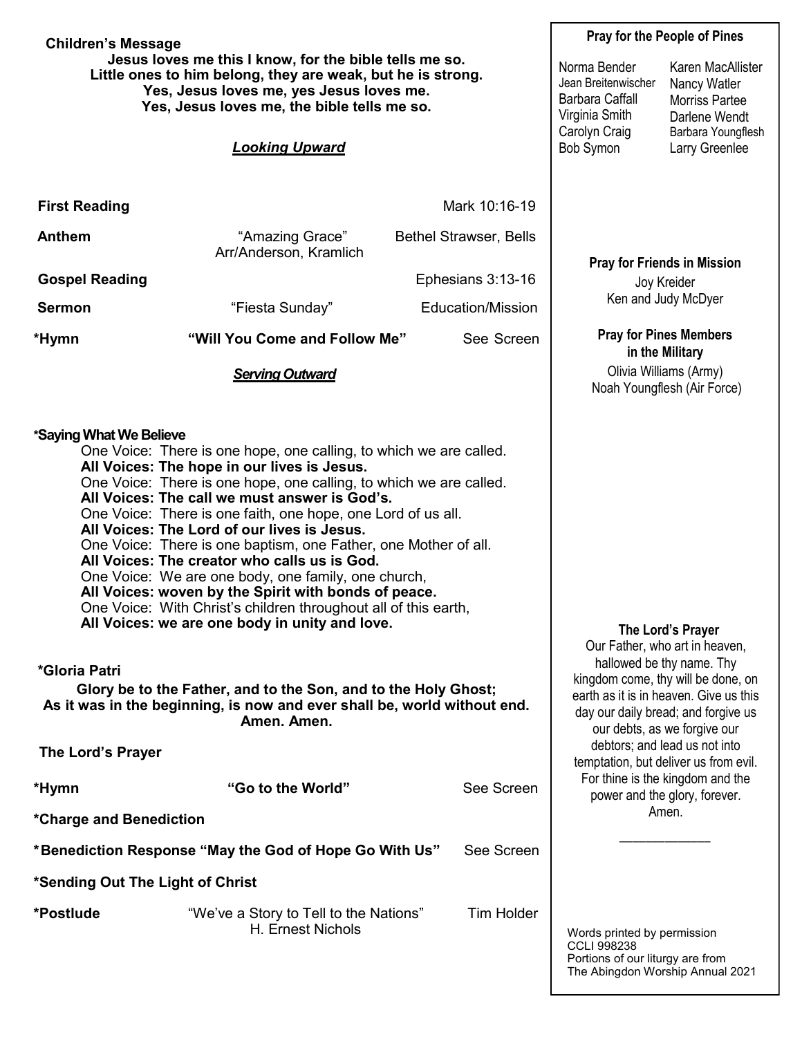**Children's Message**

**Jesus loves me this I know, for the bible tells me so.**
**Little ones to him belong, they are weak, but he is strong.**
**Yes, Jesus loves me, yes Jesus loves me.**
**Yes, Jesus loves me, the bible tells me so.**

## *Looking Upward*

**First Reading** Mark 10:16-19

**Anthem** "Amazing Grace" Arr/Anderson, Kramlich — Bethel Strawser, Bells

**Gospel Reading** Ephesians 3:13-16

**Sermon** "Fiesta Sunday" — Education/Mission

***Hymn** **"Will You Come and Follow Me"** — See Screen

## *Serving Outward*

***Saying What We Believe**

One Voice: There is one hope, one calling, to which we are called.
**All Voices: The hope in our lives is Jesus.**
One Voice: There is one hope, one calling, to which we are called.
**All Voices: The call we must answer is God's.**
One Voice: There is one faith, one hope, one Lord of us all.
**All Voices: The Lord of our lives is Jesus.**
One Voice: There is one baptism, one Father, one Mother of all.
**All Voices: The creator who calls us is God.**
One Voice: We are one body, one family, one church,
**All Voices: woven by the Spirit with bonds of peace.**
One Voice: With Christ's children throughout all of this earth,
**All Voices: we are one body in unity and love.**

***Gloria Patri**

**Glory be to the Father, and to the Son, and to the Holy Ghost;**
**As it was in the beginning, is now and ever shall be, world without end.**
**Amen. Amen.**

**The Lord's Prayer**

***Hymn** **"Go to the World"** — See Screen

***Charge and Benediction**

***Benediction Response "May the God of Hope Go With Us"** — See Screen

***Sending Out The Light of Christ**

***Postlude** "We've a Story to Tell to the Nations" H. Ernest Nichols — Tim Holder

---

**Pray for the People of Pines**

Norma Bender
Jean Breitenwischer
Barbara Caffall
Virginia Smith
Carolyn Craig
Bob Symon
Karen MacAllister
Nancy Watler
Morriss Partee
Darlene Wendt
Barbara Youngflesh
Larry Greenlee

**Pray for Friends in Mission**

Joy Kreider
Ken and Judy McDyer

**Pray for Pines Members in the Military**

Olivia Williams (Army)
Noah Youngflesh (Air Force)

**The Lord's Prayer**

Our Father, who art in heaven, hallowed be thy name. Thy kingdom come, thy will be done, on earth as it is in heaven. Give us this day our daily bread; and forgive us our debts, as we forgive our debtors; and lead us not into temptation, but deliver us from evil. For thine is the kingdom and the power and the glory, forever. Amen.

---

Words printed by permission
CCLI 998238
Portions of our liturgy are from
The Abingdon Worship Annual 2021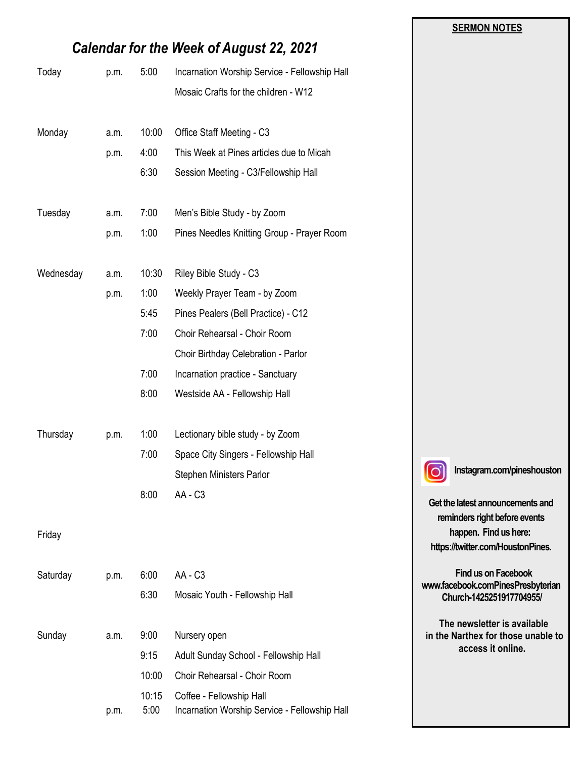## *Calendar for the Week of August 22, 2021*

| Day | | Time | Event |
|---|---|---|---|
| Today | p.m. | 5:00 | Incarnation Worship Service - Fellowship Hall |
| | | | Mosaic Crafts for the children - W12 |
| Monday | a.m. | 10:00 | Office Staff Meeting - C3 |
| | p.m. | 4:00 | This Week at Pines articles due to Micah |
| | | 6:30 | Session Meeting - C3/Fellowship Hall |
| Tuesday | a.m. | 7:00 | Men's Bible Study - by Zoom |
| | p.m. | 1:00 | Pines Needles Knitting Group - Prayer Room |
| Wednesday | a.m. | 10:30 | Riley Bible Study - C3 |
| | p.m. | 1:00 | Weekly Prayer Team - by Zoom |
| | | 5:45 | Pines Pealers (Bell Practice) - C12 |
| | | 7:00 | Choir Rehearsal - Choir Room |
| | | | Choir Birthday Celebration - Parlor |
| | | 7:00 | Incarnation practice - Sanctuary |
| | | 8:00 | Westside AA - Fellowship Hall |
| Thursday | p.m. | 1:00 | Lectionary bible study - by Zoom |
| | | 7:00 | Space City Singers - Fellowship Hall |
| | | | Stephen Ministers Parlor |
| | | 8:00 | AA - C3 |
| Friday | | | |
| Saturday | p.m. | 6:00 | AA - C3 |
| | | 6:30 | Mosaic Youth - Fellowship Hall |
| Sunday | a.m. | 9:00 | Nursery open |
| | | 9:15 | Adult Sunday School - Fellowship Hall |
| | | 10:00 | Choir Rehearsal - Choir Room |
| | | 10:15 | Coffee - Fellowship Hall |
| | p.m. | 5:00 | Incarnation Worship Service - Fellowship Hall |

**SERMON NOTES**

**Instagram.com/pineshouston**

**Get the latest announcements and reminders right before events happen. Find us here: https://twitter.com/HoustonPines.**

**Find us on Facebook www.facebook.comPinesPresbyterian Church-1425251917704955/**

**The newsletter is available in the Narthex for those unable to access it online.**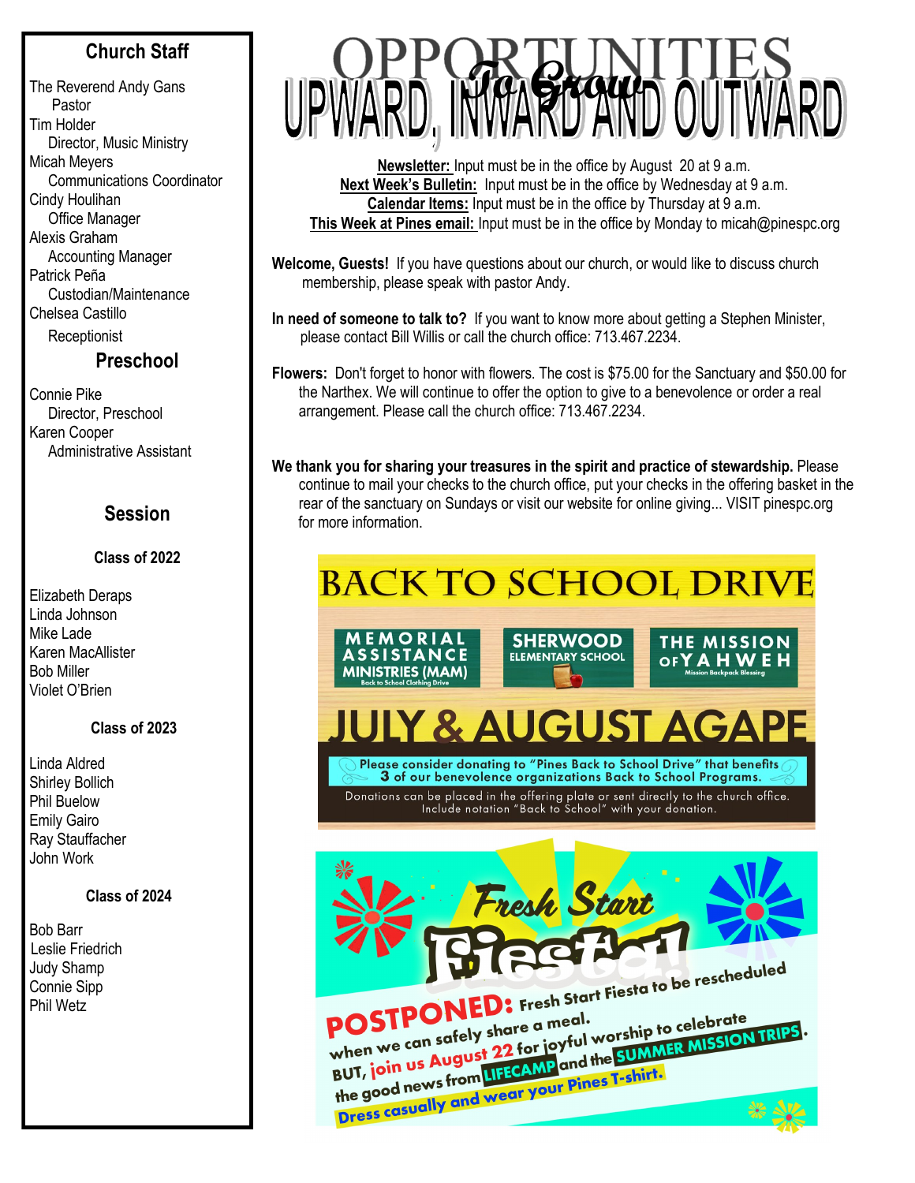## Church Staff

The Reverend Andy Gans
Pastor
Tim Holder
Director, Music Ministry
Micah Meyers
Communications Coordinator
Cindy Houlihan
Office Manager
Alexis Graham
Accounting Manager
Patrick Peña
Custodian/Maintenance
Chelsea Castillo
Receptionist

## Preschool

Connie Pike
Director, Preschool
Karen Cooper
Administrative Assistant

## Session

### Class of 2022

Elizabeth Deraps
Linda Johnson
Mike Lade
Karen MacAllister
Bob Miller
Violet O'Brien

### Class of 2023

Linda Aldred
Shirley Bollich
Phil Buelow
Emily Gairo
Ray Stauffacher
John Work

### Class of 2024

Bob Barr
Leslie Friedrich
Judy Shamp
Connie Sipp
Phil Wetz

# OPPORTUNITIES To Grow UPWARD, INWARD AND OUTWARD

**Newsletter:** Input must be in the office by August 20 at 9 a.m.
**Next Week's Bulletin:** Input must be in the office by Wednesday at 9 a.m.
**Calendar Items:** Input must be in the office by Thursday at 9 a.m.
**This Week at Pines email:** Input must be in the office by Monday to micah@pinespc.org

**Welcome, Guests!** If you have questions about our church, or would like to discuss church membership, please speak with pastor Andy.

**In need of someone to talk to?** If you want to know more about getting a Stephen Minister, please contact Bill Willis or call the church office: 713.467.2234.

**Flowers:** Don't forget to honor with flowers. The cost is $75.00 for the Sanctuary and $50.00 for the Narthex. We will continue to offer the option to give to a benevolence or order a real arrangement. Please call the church office: 713.467.2234.

**We thank you for sharing your treasures in the spirit and practice of stewardship.** Please continue to mail your checks to the church office, put your checks in the offering basket in the rear of the sanctuary on Sundays or visit our website for online giving... VISIT pinespc.org for more information.

## BACK TO SCHOOL DRIVE

MEMORIAL ASSISTANCE MINISTRIES (MAM)
Back to School Clothing Drive

SHERWOOD ELEMENTARY SCHOOL

THE MISSION OF YAHWEH
Mission Backpack Blessing

## JULY & AUGUST AGAPE

Please consider donating to "Pines Back to School Drive" that benefits 3 of our benevolence organizations Back to School Programs.

Donations can be placed in the offering plate or sent directly to the church office. Include notation "Back to School" with your donation.

## Fresh Start Fiesta!

**POSTPONED:** Fresh Start Fiesta to be rescheduled when we can safely share a meal.
BUT, join us August 22 for joyful worship to celebrate the good news from LIFECAMP and the SUMMER MISSION TRIPS.
Dress casually and wear your Pines T-shirt.